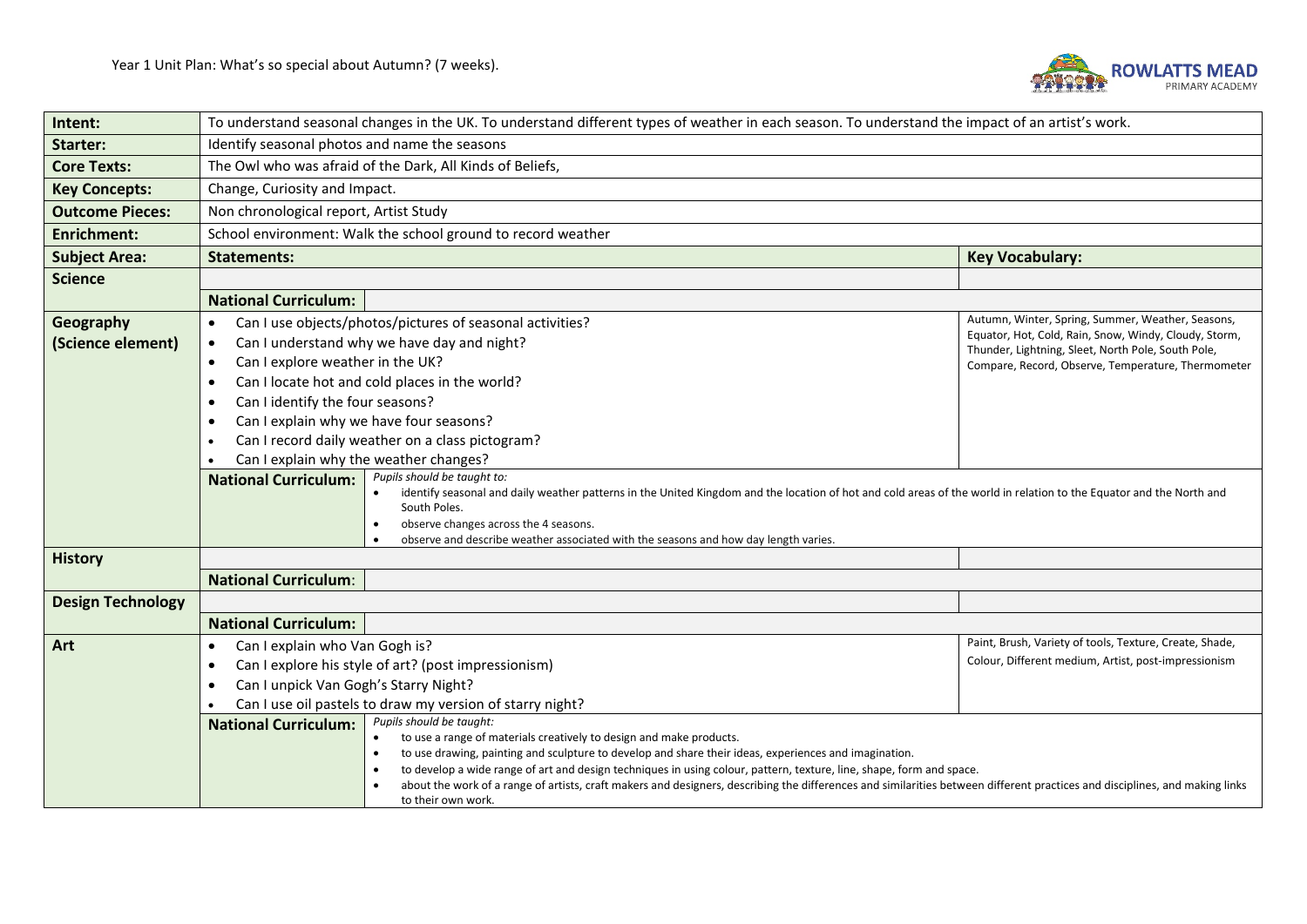Year 1 Unit Plan: What's so special about Autumn? (7 weeks).

| | | |
|---|---|---|
| **Intent:** | To understand seasonal changes in the UK. To understand different types of weather in each season. To understand the impact of an artist's work. | |
| **Starter:** | Identify seasonal photos and name the seasons | |
| **Core Texts:** | The Owl who was afraid of the Dark, All Kinds of Beliefs, | |
| **Key Concepts:** | Change, Curiosity and Impact. | |
| **Outcome Pieces:** | Non chronological report, Artist Study | |
| **Enrichment:** | School environment: Walk the school ground to record weather | |
| **Subject Area:** | **Statements:** | **Key Vocabulary:** |
| **Science** | | |
| | **National Curriculum:** | |
| **Geography (Science element)** | • Can I use objects/photos/pictures of seasonal activities?<br>• Can I understand why we have day and night?<br>• Can I explore weather in the UK?<br>• Can I locate hot and cold places in the world?<br>• Can I identify the four seasons?<br>• Can I explain why we have four seasons?<br>• Can I record daily weather on a class pictogram?<br>• Can I explain why the weather changes? | Autumn, Winter, Spring, Summer, Weather, Seasons, Equator, Hot, Cold, Rain, Snow, Windy, Cloudy, Storm, Thunder, Lightning, Sleet, North Pole, South Pole, Compare, Record, Observe, Temperature, Thermometer |
| | **National Curriculum:** *Pupils should be taught to:*<br>• identify seasonal and daily weather patterns in the United Kingdom and the location of hot and cold areas of the world in relation to the Equator and the North and South Poles.<br>• observe changes across the 4 seasons.<br>• observe and describe weather associated with the seasons and how day length varies. | |
| **History** | | |
| | **National Curriculum:** | |
| **Design Technology** | | |
| | **National Curriculum:** | |
| **Art** | • Can I explain who Van Gogh is?<br>• Can I explore his style of art? (post impressionism)<br>• Can I unpick Van Gogh's Starry Night?<br>• Can I use oil pastels to draw my version of starry night? | Paint, Brush, Variety of tools, Texture, Create, Shade, Colour, Different medium, Artist, post-impressionism |
| | **National Curriculum:** *Pupils should be taught:*<br>• to use a range of materials creatively to design and make products.<br>• to use drawing, painting and sculpture to develop and share their ideas, experiences and imagination.<br>• to develop a wide range of art and design techniques in using colour, pattern, texture, line, shape, form and space.<br>• about the work of a range of artists, craft makers and designers, describing the differences and similarities between different practices and disciplines, and making links to their own work. | |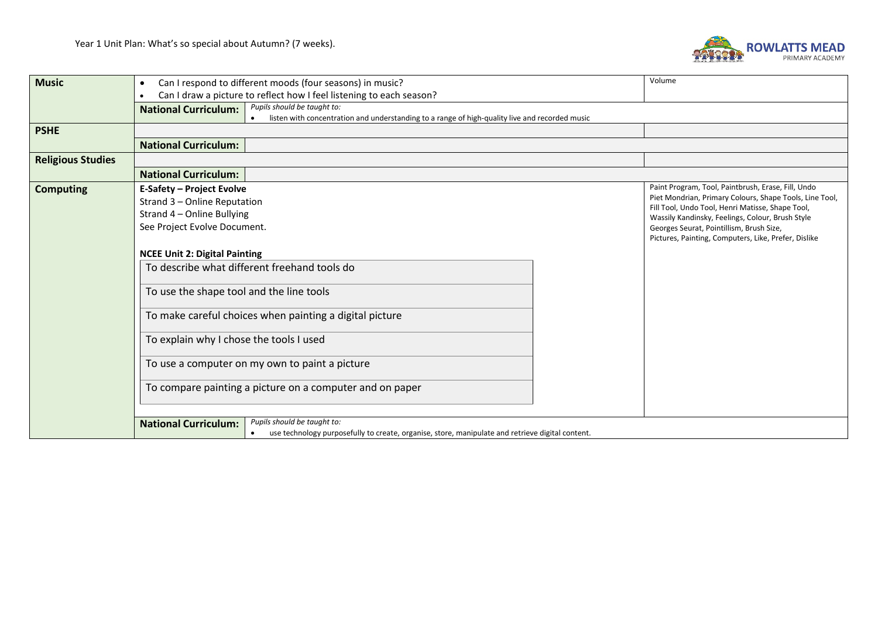Year 1 Unit Plan: What's so special about Autumn? (7 weeks).

| Subject | Content | | Vocabulary |
|---|---|---|---|
| **Music** | • Can I respond to different moods (four seasons) in music?<br>• Can I draw a picture to reflect how I feel listening to each season? | | Volume |
| | **National Curriculum:** | *Pupils should be taught to:*<br>• listen with concentration and understanding to a range of high-quality live and recorded music | |
| **PSHE** | | | |
| | **National Curriculum:** | | |
| **Religious Studies** | | | |
| | **National Curriculum:** | | |
| **Computing** | **E-Safety – Project Evolve**<br>Strand 3 – Online Reputation<br>Strand 4 – Online Bullying<br>See Project Evolve Document.<br><br>**NCEE Unit 2: Digital Painting**<br>To describe what different freehand tools do<br>To use the shape tool and the line tools<br>To make careful choices when painting a digital picture<br>To explain why I chose the tools I used<br>To use a computer on my own to paint a picture<br>To compare painting a picture on a computer and on paper | | Paint Program, Tool, Paintbrush, Erase, Fill, Undo<br>Piet Mondrian, Primary Colours, Shape Tools, Line Tool, Fill Tool, Undo Tool, Henri Matisse, Shape Tool, Wassily Kandinsky, Feelings, Colour, Brush Style<br>Georges Seurat, Pointillism, Brush Size,<br>Pictures, Painting, Computers, Like, Prefer, Dislike |
| | **National Curriculum:** | *Pupils should be taught to:*<br>• use technology purposefully to create, organise, store, manipulate and retrieve digital content. | |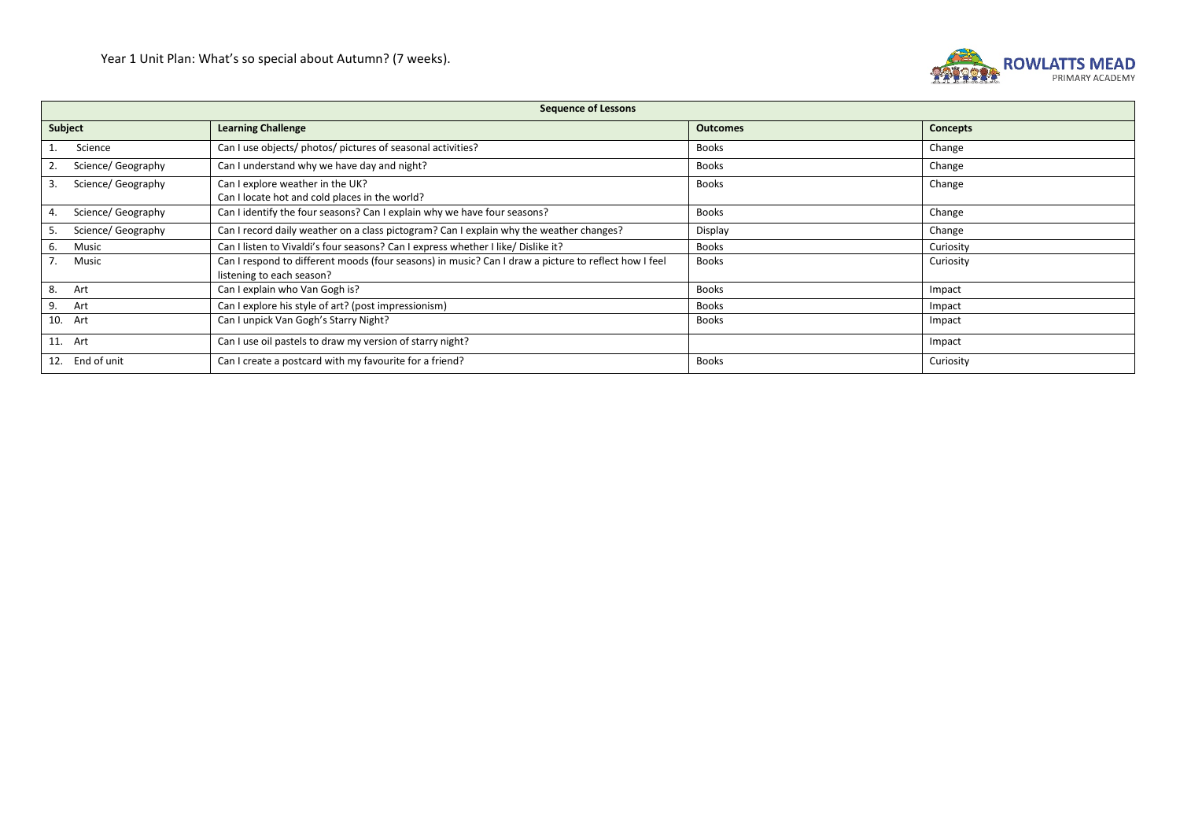Year 1 Unit Plan: What's so special about Autumn? (7 weeks).

ROWLATTS MEAD PRIMARY ACADEMY

| Sequence of Lessons | | | |
|---|---|---|---|
| **Subject** | **Learning Challenge** | **Outcomes** | **Concepts** |
| 1. Science | Can I use objects/ photos/ pictures of seasonal activities? | Books | Change |
| 2. Science/ Geography | Can I understand why we have day and night? | Books | Change |
| 3. Science/ Geography | Can I explore weather in the UK?<br>Can I locate hot and cold places in the world? | Books | Change |
| 4. Science/ Geography | Can I identify the four seasons? Can I explain why we have four seasons? | Books | Change |
| 5. Science/ Geography | Can I record daily weather on a class pictogram? Can I explain why the weather changes? | Display | Change |
| 6. Music | Can I listen to Vivaldi's four seasons? Can I express whether I like/ Dislike it? | Books | Curiosity |
| 7. Music | Can I respond to different moods (four seasons) in music? Can I draw a picture to reflect how I feel listening to each season? | Books | Curiosity |
| 8. Art | Can I explain who Van Gogh is? | Books | Impact |
| 9. Art | Can I explore his style of art? (post impressionism) | Books | Impact |
| 10. Art | Can I unpick Van Gogh's Starry Night? | Books | Impact |
| 11. Art | Can I use oil pastels to draw my version of starry night? | | Impact |
| 12. End of unit | Can I create a postcard with my favourite for a friend? | Books | Curiosity |